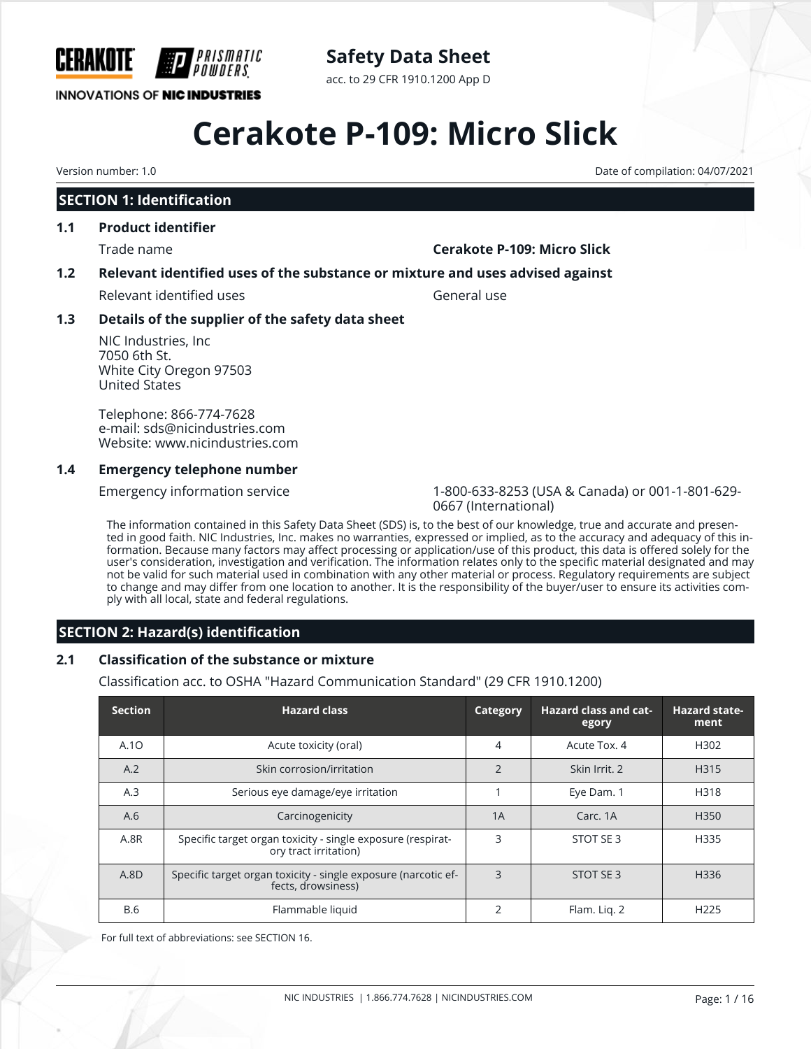CERAKOTE PRISMATIC POWDERS

INNOVATIONS OF NIC INDUSTRIES

## Safety Data Sheet

acc. to 29 CFR 1910.1200 App D

# Cerakote P-109: Micro Slick

Version number: 1.0

Date of compilation: 04/07/2021

## SECTION 1: Identification

### 1.1 Product identifier

Trade name **Cerakote P-109: Micro Slick**

### 1.2 Relevant identified uses of the substance or mixture and uses advised against

Relevant identified uses General use

### 1.3 Details of the supplier of the safety data sheet

NIC Industries, Inc
7050 6th St.
White City Oregon 97503
United States

Telephone: 866-774-7628
e-mail: sds@nicindustries.com
Website: www.nicindustries.com

### 1.4 Emergency telephone number

Emergency information service 1-800-633-8253 (USA & Canada) or 001-1-801-629-0667 (International)

The information contained in this Safety Data Sheet (SDS) is, to the best of our knowledge, true and accurate and presented in good faith. NIC Industries, Inc. makes no warranties, expressed or implied, as to the accuracy and adequacy of this information. Because many factors may affect processing or application/use of this product, this data is offered solely for the user's consideration, investigation and verification. The information relates only to the specific material designated and may not be valid for such material used in combination with any other material or process. Regulatory requirements are subject to change and may differ from one location to another. It is the responsibility of the buyer/user to ensure its activities comply with all local, state and federal regulations.

## SECTION 2: Hazard(s) identification

### 2.1 Classification of the substance or mixture

Classification acc. to OSHA "Hazard Communication Standard" (29 CFR 1910.1200)

| Section | Hazard class | Category | Hazard class and category | Hazard statement |
|---|---|---|---|---|
| A.1O | Acute toxicity (oral) | 4 | Acute Tox. 4 | H302 |
| A.2 | Skin corrosion/irritation | 2 | Skin Irrit. 2 | H315 |
| A.3 | Serious eye damage/eye irritation | 1 | Eye Dam. 1 | H318 |
| A.6 | Carcinogenicity | 1A | Carc. 1A | H350 |
| A.8R | Specific target organ toxicity - single exposure (respiratory tract irritation) | 3 | STOT SE 3 | H335 |
| A.8D | Specific target organ toxicity - single exposure (narcotic effects, drowsiness) | 3 | STOT SE 3 | H336 |
| B.6 | Flammable liquid | 2 | Flam. Liq. 2 | H225 |

For full text of abbreviations: see SECTION 16.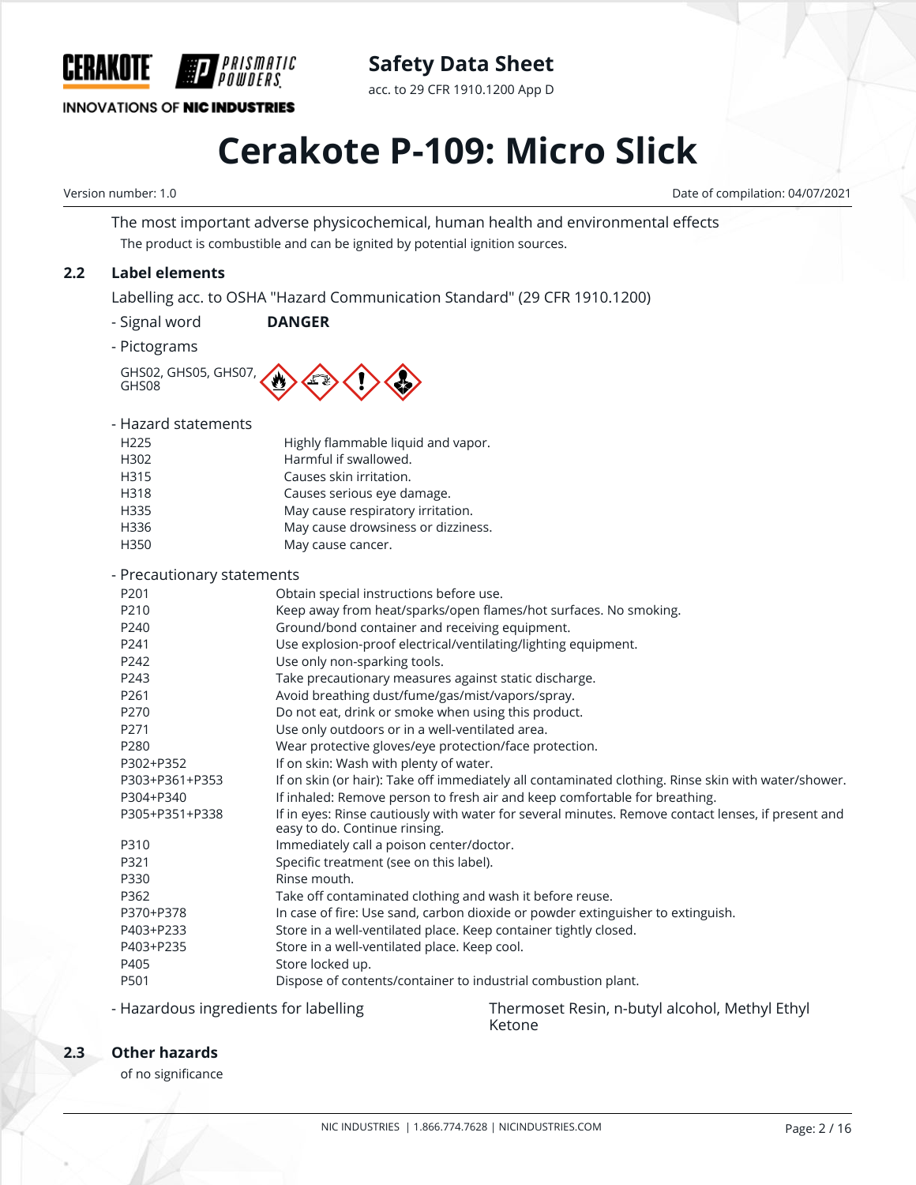The most important adverse physicochemical, human health and environmental effects

The product is combustible and can be ignited by potential ignition sources.

## 2.2 Label elements

Labelling acc. to OSHA "Hazard Communication Standard" (29 CFR 1910.1200)

- Signal word **DANGER**

- Pictograms

GHS02, GHS05, GHS07, GHS08

- Hazard statements

| | |
|---|---|
| H225 | Highly flammable liquid and vapor. |
| H302 | Harmful if swallowed. |
| H315 | Causes skin irritation. |
| H318 | Causes serious eye damage. |
| H335 | May cause respiratory irritation. |
| H336 | May cause drowsiness or dizziness. |
| H350 | May cause cancer. |

- Precautionary statements

| | |
|---|---|
| P201 | Obtain special instructions before use. |
| P210 | Keep away from heat/sparks/open flames/hot surfaces. No smoking. |
| P240 | Ground/bond container and receiving equipment. |
| P241 | Use explosion-proof electrical/ventilating/lighting equipment. |
| P242 | Use only non-sparking tools. |
| P243 | Take precautionary measures against static discharge. |
| P261 | Avoid breathing dust/fume/gas/mist/vapors/spray. |
| P270 | Do not eat, drink or smoke when using this product. |
| P271 | Use only outdoors or in a well-ventilated area. |
| P280 | Wear protective gloves/eye protection/face protection. |
| P302+P352 | If on skin: Wash with plenty of water. |
| P303+P361+P353 | If on skin (or hair): Take off immediately all contaminated clothing. Rinse skin with water/shower. |
| P304+P340 | If inhaled: Remove person to fresh air and keep comfortable for breathing. |
| P305+P351+P338 | If in eyes: Rinse cautiously with water for several minutes. Remove contact lenses, if present and easy to do. Continue rinsing. |
| P310 | Immediately call a poison center/doctor. |
| P321 | Specific treatment (see on this label). |
| P330 | Rinse mouth. |
| P362 | Take off contaminated clothing and wash it before reuse. |
| P370+P378 | In case of fire: Use sand, carbon dioxide or powder extinguisher to extinguish. |
| P403+P233 | Store in a well-ventilated place. Keep container tightly closed. |
| P403+P235 | Store in a well-ventilated place. Keep cool. |
| P405 | Store locked up. |
| P501 | Dispose of contents/container to industrial combustion plant. |

- Hazardous ingredients for labelling: Thermoset Resin, n-butyl alcohol, Methyl Ethyl Ketone

## 2.3 Other hazards

of no significance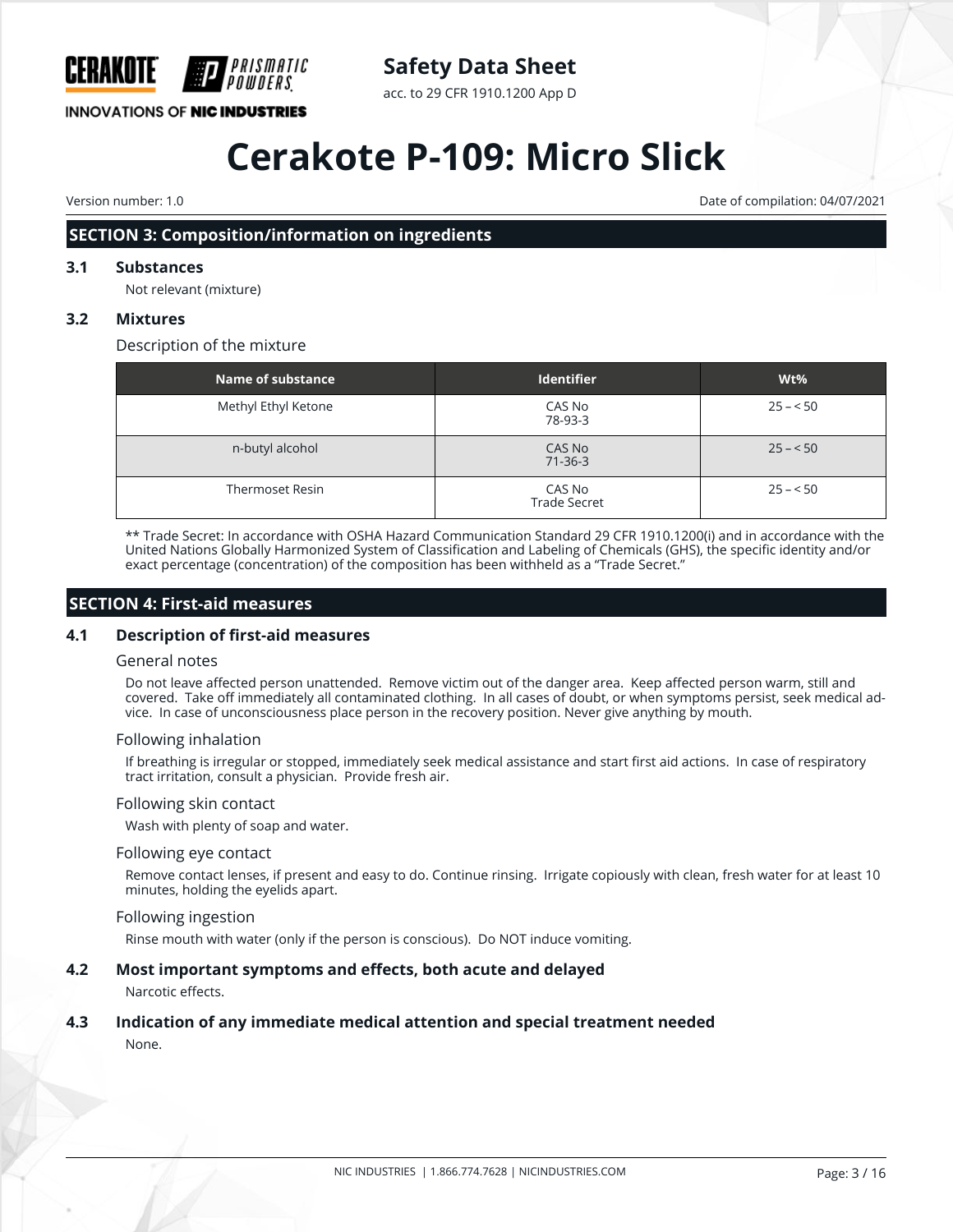## SECTION 3: Composition/information on ingredients

### 3.1 Substances

Not relevant (mixture)

### 3.2 Mixtures

Description of the mixture

| Name of substance | Identifier | Wt% |
|---|---|---|
| Methyl Ethyl Ketone | CAS No 78-93-3 | 25 – < 50 |
| n-butyl alcohol | CAS No 71-36-3 | 25 – < 50 |
| Thermoset Resin | CAS No Trade Secret | 25 – < 50 |

** Trade Secret: In accordance with OSHA Hazard Communication Standard 29 CFR 1910.1200(i) and in accordance with the United Nations Globally Harmonized System of Classification and Labeling of Chemicals (GHS), the specific identity and/or exact percentage (concentration) of the composition has been withheld as a "Trade Secret."

## SECTION 4: First-aid measures

### 4.1 Description of first-aid measures

General notes

Do not leave affected person unattended. Remove victim out of the danger area. Keep affected person warm, still and covered. Take off immediately all contaminated clothing. In all cases of doubt, or when symptoms persist, seek medical advice. In case of unconsciousness place person in the recovery position. Never give anything by mouth.

Following inhalation

If breathing is irregular or stopped, immediately seek medical assistance and start first aid actions. In case of respiratory tract irritation, consult a physician. Provide fresh air.

Following skin contact

Wash with plenty of soap and water.

Following eye contact

Remove contact lenses, if present and easy to do. Continue rinsing. Irrigate copiously with clean, fresh water for at least 10 minutes, holding the eyelids apart.

Following ingestion

Rinse mouth with water (only if the person is conscious). Do NOT induce vomiting.

### 4.2 Most important symptoms and effects, both acute and delayed

Narcotic effects.

### 4.3 Indication of any immediate medical attention and special treatment needed

None.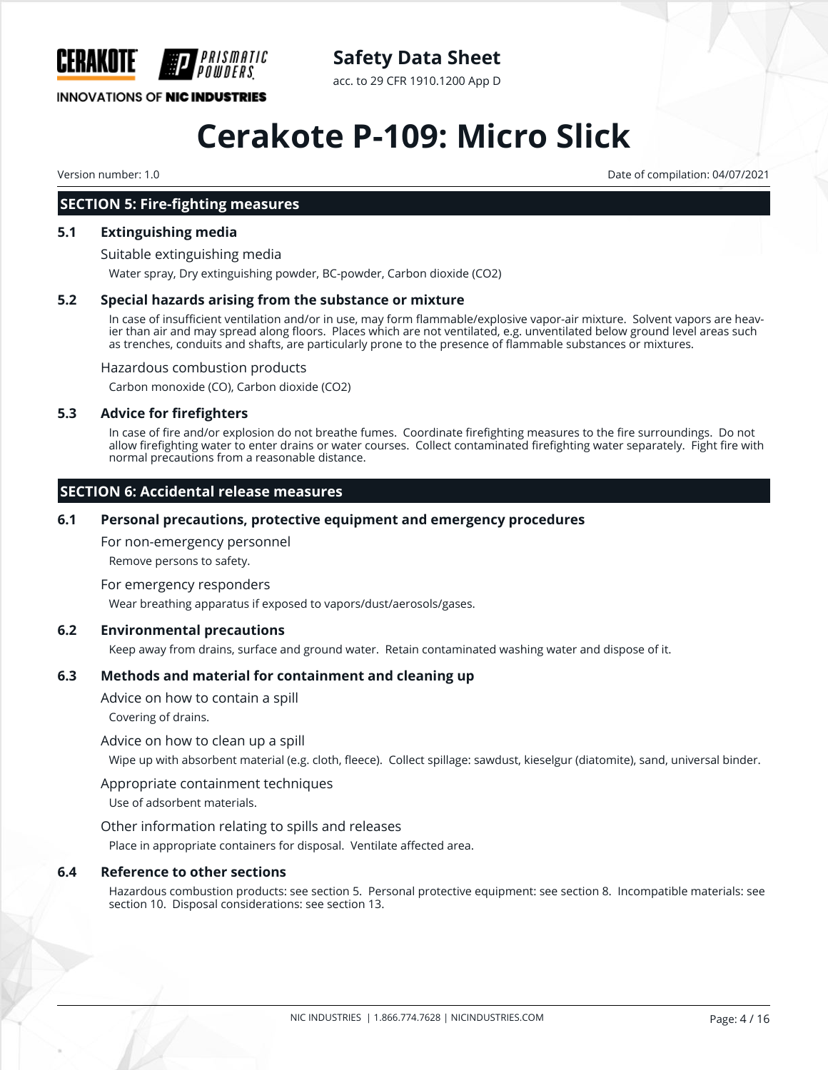## SECTION 5: Fire-fighting measures

### 5.1 Extinguishing media

Suitable extinguishing media

Water spray, Dry extinguishing powder, BC-powder, Carbon dioxide ($CO_2$)

### 5.2 Special hazards arising from the substance or mixture

In case of insufficient ventilation and/or in use, may form flammable/explosive vapor-air mixture. Solvent vapors are heavier than air and may spread along floors. Places which are not ventilated, e.g. unventilated below ground level areas such as trenches, conduits and shafts, are particularly prone to the presence of flammable substances or mixtures.

Hazardous combustion products

Carbon monoxide (CO), Carbon dioxide ($CO_2$)

### 5.3 Advice for firefighters

In case of fire and/or explosion do not breathe fumes. Coordinate firefighting measures to the fire surroundings. Do not allow firefighting water to enter drains or water courses. Collect contaminated firefighting water separately. Fight fire with normal precautions from a reasonable distance.

## SECTION 6: Accidental release measures

### 6.1 Personal precautions, protective equipment and emergency procedures

For non-emergency personnel

Remove persons to safety.

For emergency responders

Wear breathing apparatus if exposed to vapors/dust/aerosols/gases.

### 6.2 Environmental precautions

Keep away from drains, surface and ground water. Retain contaminated washing water and dispose of it.

### 6.3 Methods and material for containment and cleaning up

Advice on how to contain a spill

Covering of drains.

Advice on how to clean up a spill

Wipe up with absorbent material (e.g. cloth, fleece). Collect spillage: sawdust, kieselgur (diatomite), sand, universal binder.

Appropriate containment techniques

Use of adsorbent materials.

Other information relating to spills and releases

Place in appropriate containers for disposal. Ventilate affected area.

### 6.4 Reference to other sections

Hazardous combustion products: see section 5. Personal protective equipment: see section 8. Incompatible materials: see section 10. Disposal considerations: see section 13.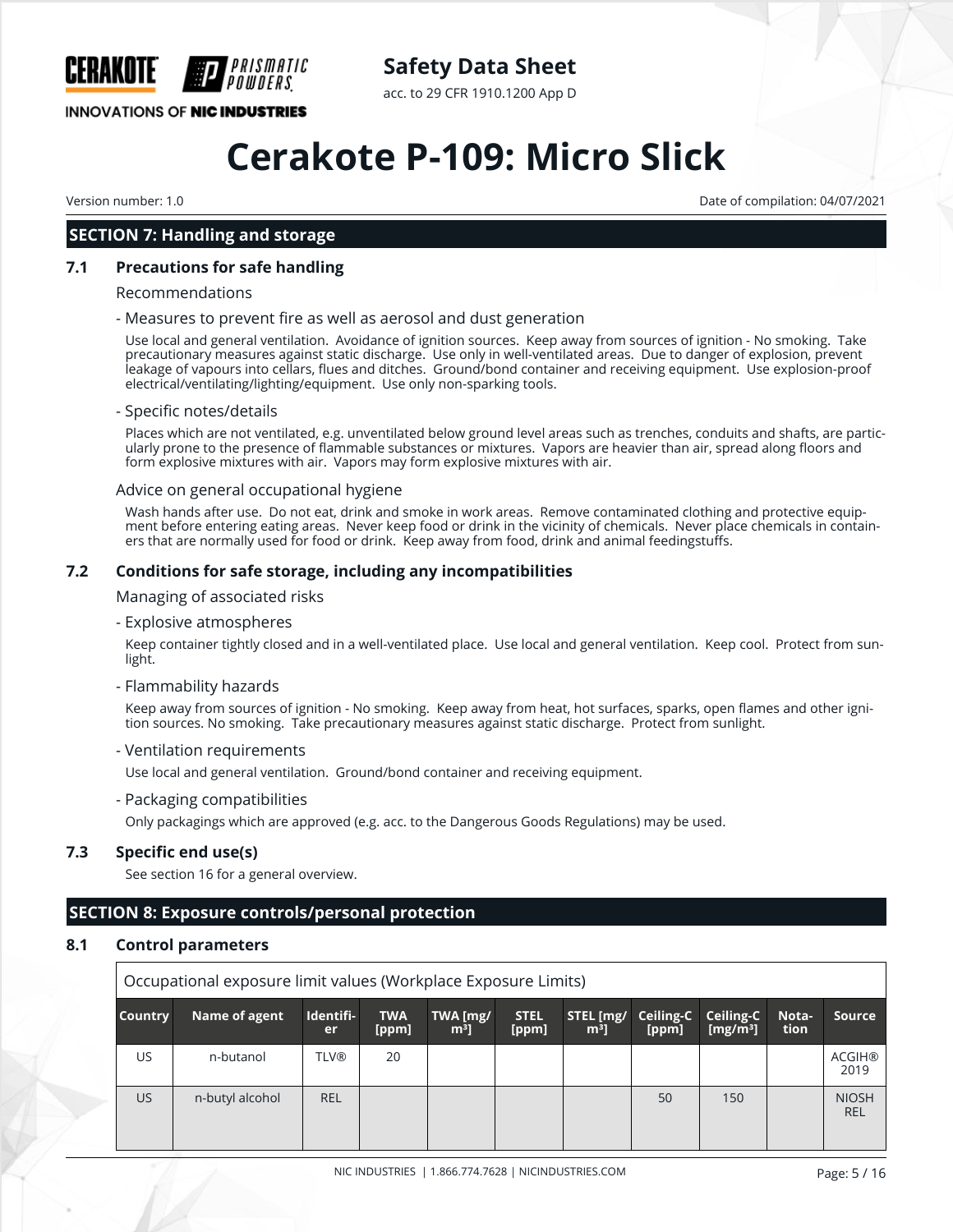## SECTION 7: Handling and storage

### 7.1 Precautions for safe handling

Recommendations

- Measures to prevent fire as well as aerosol and dust generation

Use local and general ventilation. Avoidance of ignition sources. Keep away from sources of ignition - No smoking. Take precautionary measures against static discharge. Use only in well-ventilated areas. Due to danger of explosion, prevent leakage of vapours into cellars, flues and ditches. Ground/bond container and receiving equipment. Use explosion-proof electrical/ventilating/lighting/equipment. Use only non-sparking tools.

- Specific notes/details

Places which are not ventilated, e.g. unventilated below ground level areas such as trenches, conduits and shafts, are particularly prone to the presence of flammable substances or mixtures. Vapors are heavier than air, spread along floors and form explosive mixtures with air. Vapors may form explosive mixtures with air.

Advice on general occupational hygiene

Wash hands after use. Do not eat, drink and smoke in work areas. Remove contaminated clothing and protective equipment before entering eating areas. Never keep food or drink in the vicinity of chemicals. Never place chemicals in containers that are normally used for food or drink. Keep away from food, drink and animal feedingstuffs.

### 7.2 Conditions for safe storage, including any incompatibilities

Managing of associated risks

- Explosive atmospheres

Keep container tightly closed and in a well-ventilated place. Use local and general ventilation. Keep cool. Protect from sunlight.

- Flammability hazards

Keep away from sources of ignition - No smoking. Keep away from heat, hot surfaces, sparks, open flames and other ignition sources. No smoking. Take precautionary measures against static discharge. Protect from sunlight.

- Ventilation requirements

Use local and general ventilation. Ground/bond container and receiving equipment.

- Packaging compatibilities

Only packagings which are approved (e.g. acc. to the Dangerous Goods Regulations) may be used.

### 7.3 Specific end use(s)

See section 16 for a general overview.

## SECTION 8: Exposure controls/personal protection

### 8.1 Control parameters

Occupational exposure limit values (Workplace Exposure Limits)

| Country | Name of agent | Identifier | TWA [ppm] | TWA [mg/m³] | STEL [ppm] | STEL [mg/m³] | Ceiling-C [ppm] | Ceiling-C [mg/m³] | Notation | Source |
|---|---|---|---|---|---|---|---|---|---|---|
| US | n-butanol | TLV® | 20 | | | | | | | ACGIH® 2019 |
| US | n-butyl alcohol | REL | | | | | 50 | 150 | | NIOSH REL |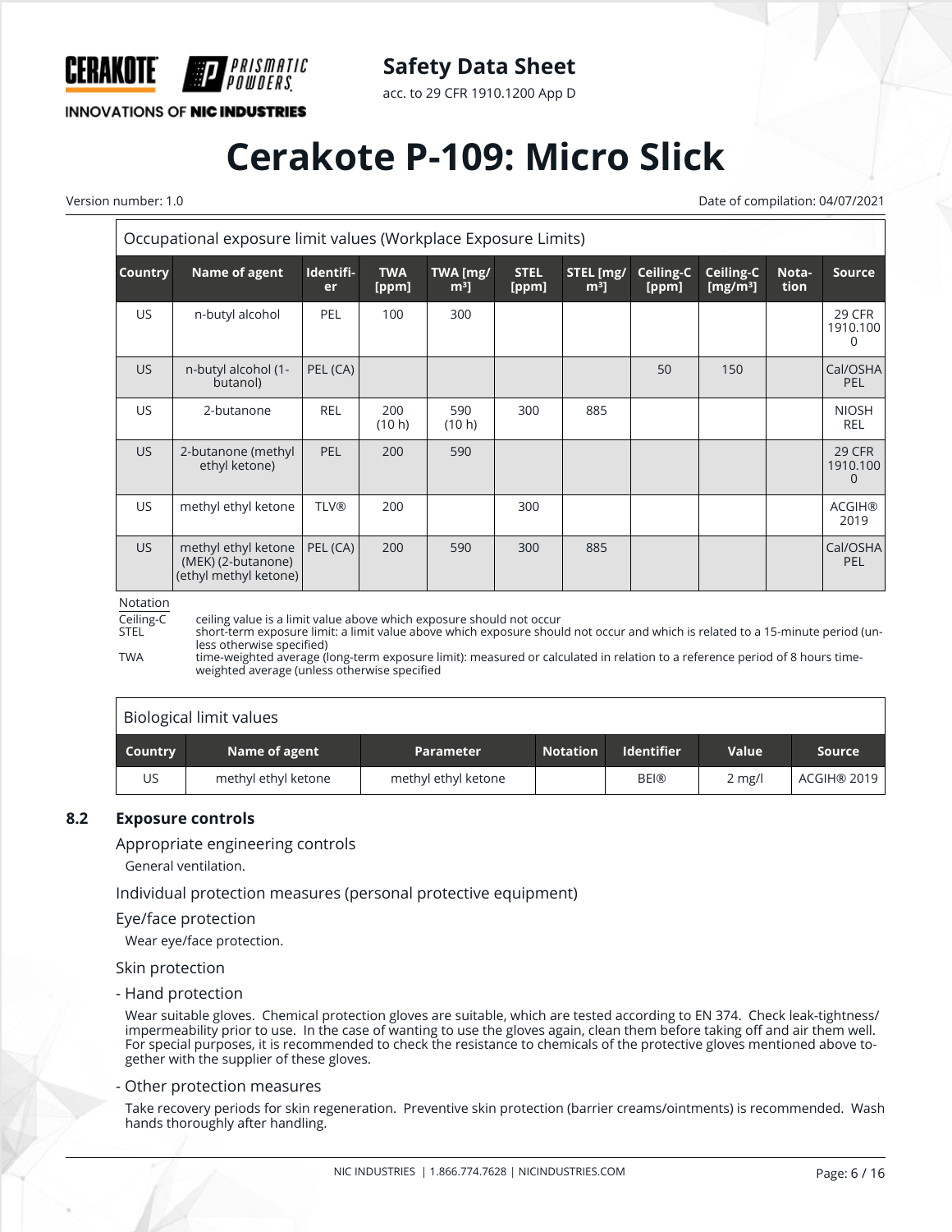Occupational exposure limit values (Workplace Exposure Limits)

| Country | Name of agent | Identifier | TWA [ppm] | TWA [mg/m³] | STEL [ppm] | STEL [mg/m³] | Ceiling-C [ppm] | Ceiling-C [mg/m³] | Notation | Source |
|---|---|---|---|---|---|---|---|---|---|---|
| US | n-butyl alcohol | PEL | 100 | 300 | | | | | | 29 CFR 1910.1000 |
| US | n-butyl alcohol (1-butanol) | PEL (CA) | | | | | 50 | 150 | | Cal/OSHA PEL |
| US | 2-butanone | REL | 200 (10 h) | 590 (10 h) | 300 | 885 | | | | NIOSH REL |
| US | 2-butanone (methyl ethyl ketone) | PEL | 200 | 590 | | | | | | 29 CFR 1910.1000 |
| US | methyl ethyl ketone | TLV® | 200 | | 300 | | | | | ACGIH® 2019 |
| US | methyl ethyl ketone (MEK) (2-butanone) (ethyl methyl ketone) | PEL (CA) | 200 | 590 | 300 | 885 | | | | Cal/OSHA PEL |

Notation

- Ceiling-C: ceiling value is a limit value above which exposure should not occur
- STEL: short-term exposure limit: a limit value above which exposure should not occur and which is related to a 15-minute period (unless otherwise specified)
- TWA: time-weighted average (long-term exposure limit): measured or calculated in relation to a reference period of 8 hours time-weighted average (unless otherwise specified

Biological limit values

| Country | Name of agent | Parameter | Notation | Identifier | Value | Source |
|---|---|---|---|---|---|---|
| US | methyl ethyl ketone | methyl ethyl ketone | | BEI® | 2 mg/l | ACGIH® 2019 |

## 8.2 Exposure controls

### Appropriate engineering controls

General ventilation.

### Individual protection measures (personal protective equipment)

### Eye/face protection

Wear eye/face protection.

### Skin protection

- Hand protection

Wear suitable gloves. Chemical protection gloves are suitable, which are tested according to EN 374. Check leak-tightness/impermeability prior to use. In the case of wanting to use the gloves again, clean them before taking off and air them well. For special purposes, it is recommended to check the resistance to chemicals of the protective gloves mentioned above together with the supplier of these gloves.

- Other protection measures

Take recovery periods for skin regeneration. Preventive skin protection (barrier creams/ointments) is recommended. Wash hands thoroughly after handling.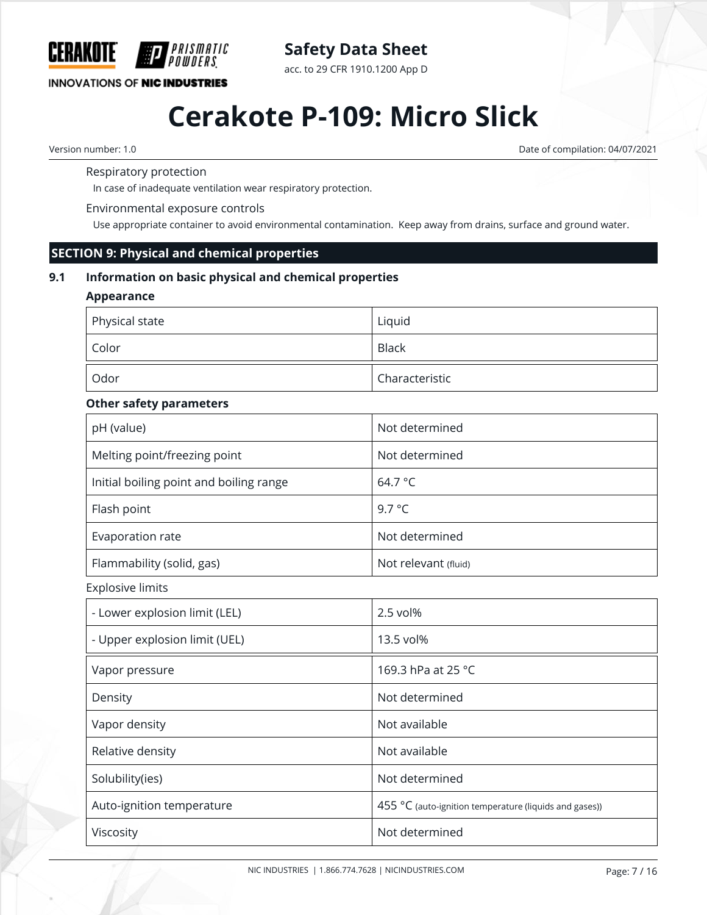Respiratory protection

In case of inadequate ventilation wear respiratory protection.

Environmental exposure controls

Use appropriate container to avoid environmental contamination. Keep away from drains, surface and ground water.

## SECTION 9: Physical and chemical properties

### 9.1 Information on basic physical and chemical properties

**Appearance**

| | |
|---|---|
| Physical state | Liquid |
| Color | Black |
| Odor | Characteristic |

**Other safety parameters**

| | |
|---|---|
| pH (value) | Not determined |
| Melting point/freezing point | Not determined |
| Initial boiling point and boiling range | 64.7 °C |
| Flash point | 9.7 °C |
| Evaporation rate | Not determined |
| Flammability (solid, gas) | Not relevant (fluid) |

Explosive limits

| | |
|---|---|
| - Lower explosion limit (LEL) | 2.5 vol% |
| - Upper explosion limit (UEL) | 13.5 vol% |

| | |
|---|---|
| Vapor pressure | 169.3 hPa at 25 °C |
| Density | Not determined |
| Vapor density | Not available |
| Relative density | Not available |
| Solubility(ies) | Not determined |
| Auto-ignition temperature | 455 °C (auto-ignition temperature (liquids and gases)) |
| Viscosity | Not determined |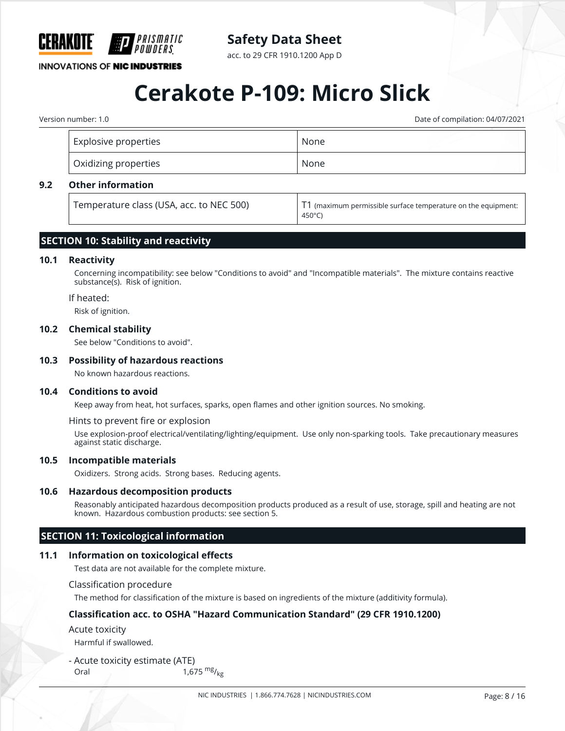| Explosive properties | None |
|---|---|
| Oxidizing properties | None |

### 9.2 Other information

| Temperature class (USA, acc. to NEC 500) | T1 (maximum permissible surface temperature on the equipment: 450°C) |
|---|---|

## SECTION 10: Stability and reactivity

### 10.1 Reactivity

Concerning incompatibility: see below "Conditions to avoid" and "Incompatible materials". The mixture contains reactive substance(s). Risk of ignition.

If heated:

Risk of ignition.

### 10.2 Chemical stability

See below "Conditions to avoid".

### 10.3 Possibility of hazardous reactions

No known hazardous reactions.

### 10.4 Conditions to avoid

Keep away from heat, hot surfaces, sparks, open flames and other ignition sources. No smoking.

Hints to prevent fire or explosion

Use explosion-proof electrical/ventilating/lighting/equipment. Use only non-sparking tools. Take precautionary measures against static discharge.

### 10.5 Incompatible materials

Oxidizers. Strong acids. Strong bases. Reducing agents.

### 10.6 Hazardous decomposition products

Reasonably anticipated hazardous decomposition products produced as a result of use, storage, spill and heating are not known. Hazardous combustion products: see section 5.

## SECTION 11: Toxicological information

### 11.1 Information on toxicological effects

Test data are not available for the complete mixture.

Classification procedure

The method for classification of the mixture is based on ingredients of the mixture (additivity formula).

**Classification acc. to OSHA "Hazard Communication Standard" (29 CFR 1910.1200)**

Acute toxicity

Harmful if swallowed.

- Acute toxicity estimate (ATE)

Oral 1,675 $^{mg}/_{kg}$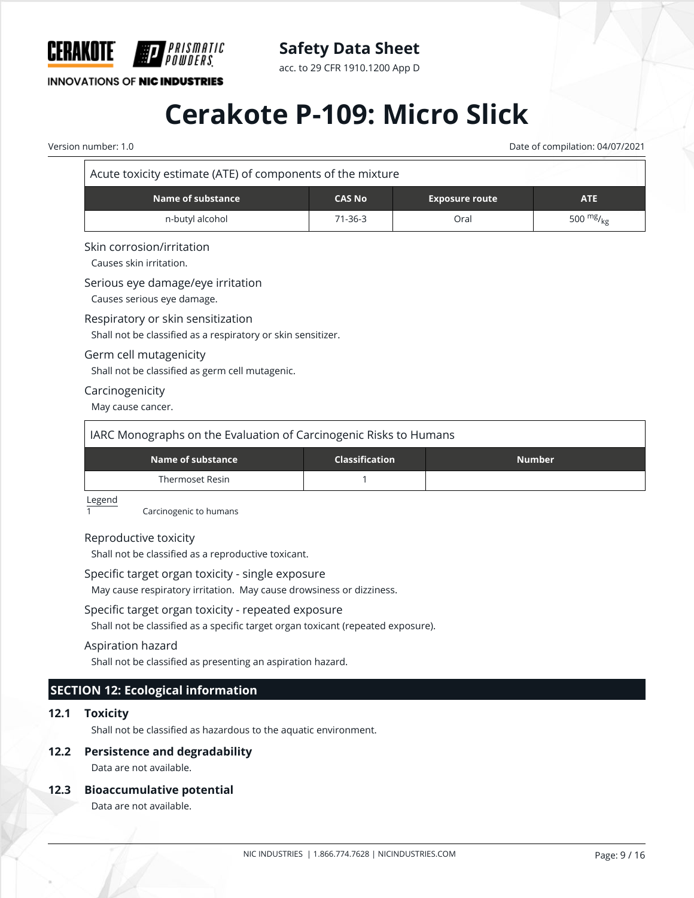| Acute toxicity estimate (ATE) of components of the mixture | | | |
|---|---|---|---|
| **Name of substance** | **CAS No** | **Exposure route** | **ATE** |
| n-butyl alcohol | 71-36-3 | Oral | 500 $^{mg}/_{kg}$ |

Skin corrosion/irritation

Causes skin irritation.

Serious eye damage/eye irritation

Causes serious eye damage.

Respiratory or skin sensitization

Shall not be classified as a respiratory or skin sensitizer.

Germ cell mutagenicity

Shall not be classified as germ cell mutagenic.

Carcinogenicity

May cause cancer.

| IARC Monographs on the Evaluation of Carcinogenic Risks to Humans | | |
|---|---|---|
| **Name of substance** | **Classification** | **Number** |
| Thermoset Resin | 1 | |

Legend

1 Carcinogenic to humans

Reproductive toxicity

Shall not be classified as a reproductive toxicant.

Specific target organ toxicity - single exposure

May cause respiratory irritation. May cause drowsiness or dizziness.

Specific target organ toxicity - repeated exposure

Shall not be classified as a specific target organ toxicant (repeated exposure).

Aspiration hazard

Shall not be classified as presenting an aspiration hazard.

## SECTION 12: Ecological information

### 12.1 Toxicity

Shall not be classified as hazardous to the aquatic environment.

### 12.2 Persistence and degradability

Data are not available.

### 12.3 Bioaccumulative potential

Data are not available.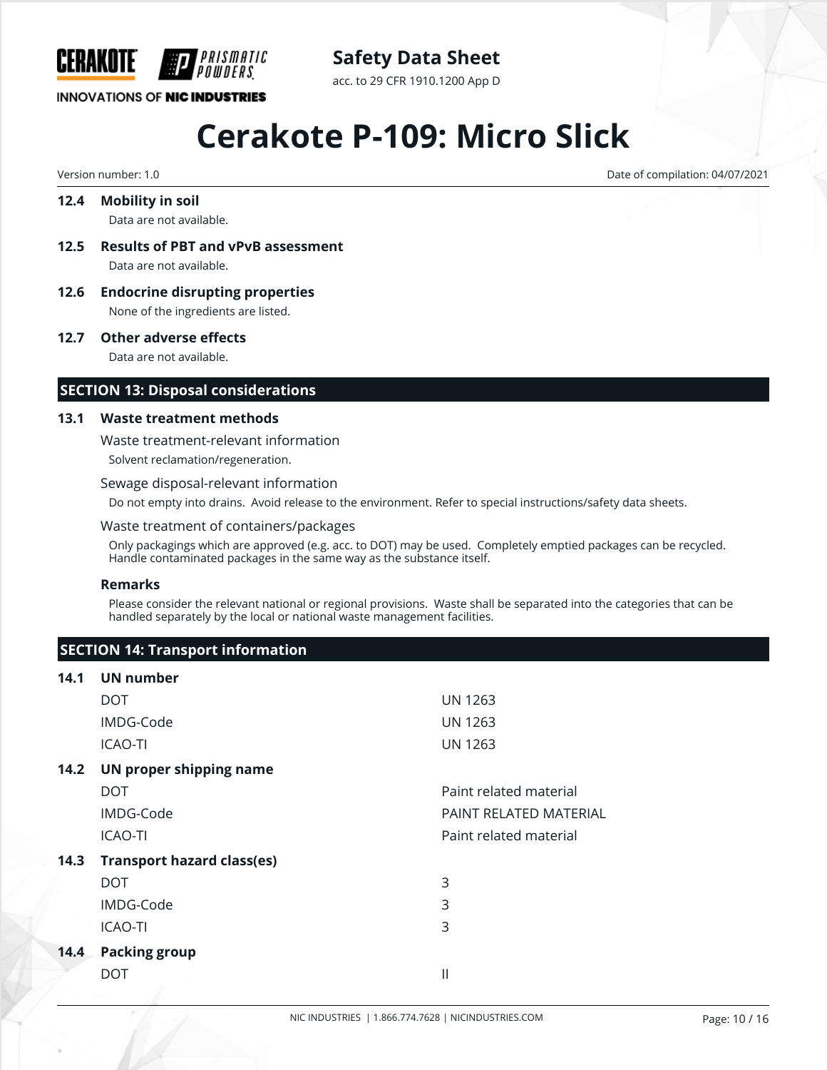### 12.4 Mobility in soil

Data are not available.

### 12.5 Results of PBT and vPvB assessment

Data are not available.

### 12.6 Endocrine disrupting properties

None of the ingredients are listed.

### 12.7 Other adverse effects

Data are not available.

## SECTION 13: Disposal considerations

### 13.1 Waste treatment methods

Waste treatment-relevant information

Solvent reclamation/regeneration.

Sewage disposal-relevant information

Do not empty into drains. Avoid release to the environment. Refer to special instructions/safety data sheets.

Waste treatment of containers/packages

Only packagings which are approved (e.g. acc. to DOT) may be used. Completely emptied packages can be recycled. Handle contaminated packages in the same way as the substance itself.

**Remarks**

Please consider the relevant national or regional provisions. Waste shall be separated into the categories that can be handled separately by the local or national waste management facilities.

## SECTION 14: Transport information

### 14.1 UN number

| | |
|---|---|
| DOT | UN 1263 |
| IMDG-Code | UN 1263 |
| ICAO-TI | UN 1263 |

### 14.2 UN proper shipping name

| | |
|---|---|
| DOT | Paint related material |
| IMDG-Code | PAINT RELATED MATERIAL |
| ICAO-TI | Paint related material |

### 14.3 Transport hazard class(es)

| | |
|---|---|
| DOT | 3 |
| IMDG-Code | 3 |
| ICAO-TI | 3 |

### 14.4 Packing group

| | |
|---|---|
| DOT | II |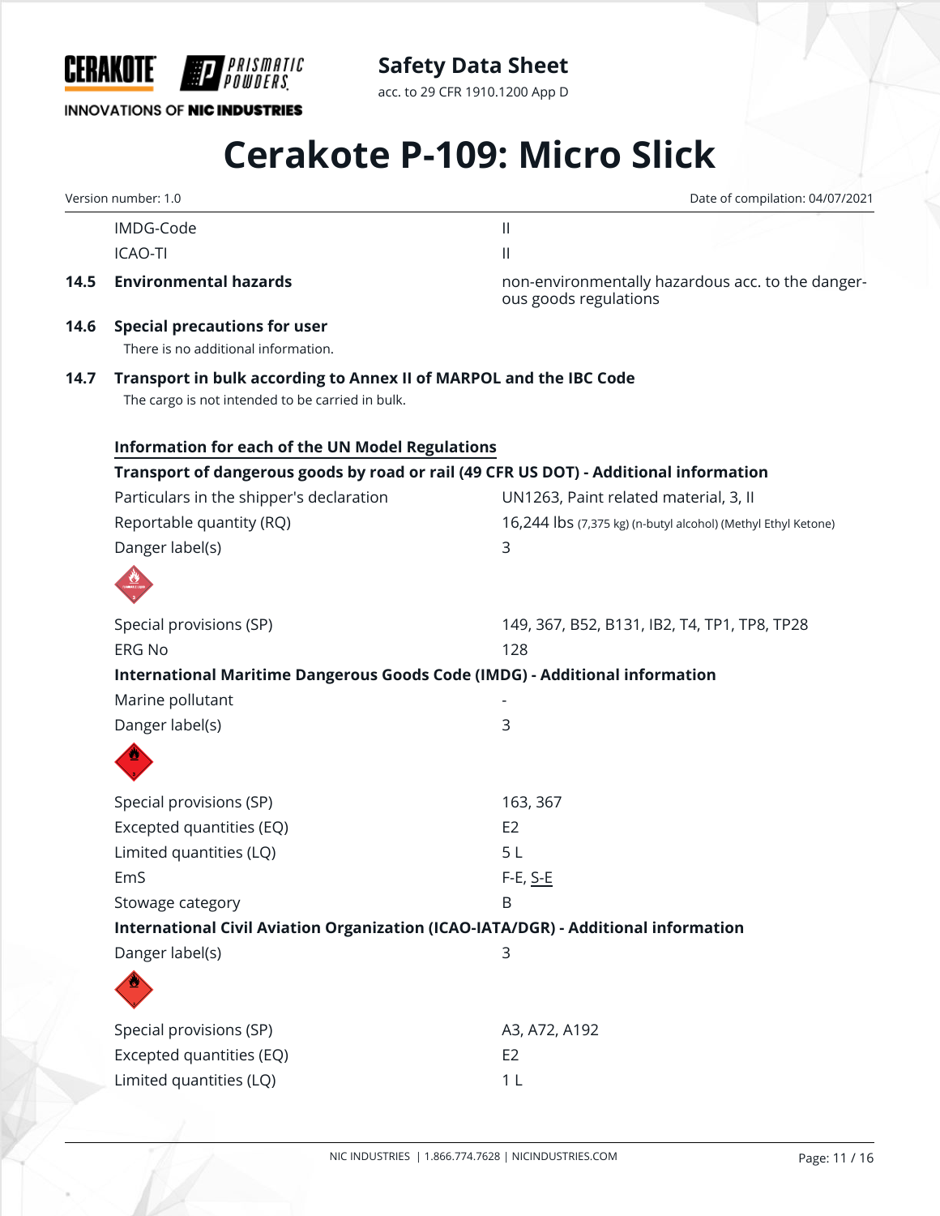| | |
|---|---|
| IMDG-Code | II |
| ICAO-TI | II |

**14.5 Environmental hazards** — non-environmentally hazardous acc. to the dangerous goods regulations

**14.6 Special precautions for user**

There is no additional information.

**14.7 Transport in bulk according to Annex II of MARPOL and the IBC Code**

The cargo is not intended to be carried in bulk.

**Information for each of the UN Model Regulations**

**Transport of dangerous goods by road or rail (49 CFR US DOT) - Additional information**

| | |
|---|---|
| Particulars in the shipper's declaration | UN1263, Paint related material, 3, II |
| Reportable quantity (RQ) | 16,244 lbs (7,375 kg) (n-butyl alcohol) (Methyl Ethyl Ketone) |
| Danger label(s) | 3 |
| Special provisions (SP) | 149, 367, B52, B131, IB2, T4, TP1, TP8, TP28 |
| ERG No | 128 |

**International Maritime Dangerous Goods Code (IMDG) - Additional information**

| | |
|---|---|
| Marine pollutant | - |
| Danger label(s) | 3 |
| Special provisions (SP) | 163, 367 |
| Excepted quantities (EQ) | E2 |
| Limited quantities (LQ) | 5 L |
| EmS | F-E, S-E |
| Stowage category | B |

**International Civil Aviation Organization (ICAO-IATA/DGR) - Additional information**

| | |
|---|---|
| Danger label(s) | 3 |
| Special provisions (SP) | A3, A72, A192 |
| Excepted quantities (EQ) | E2 |
| Limited quantities (LQ) | 1 L |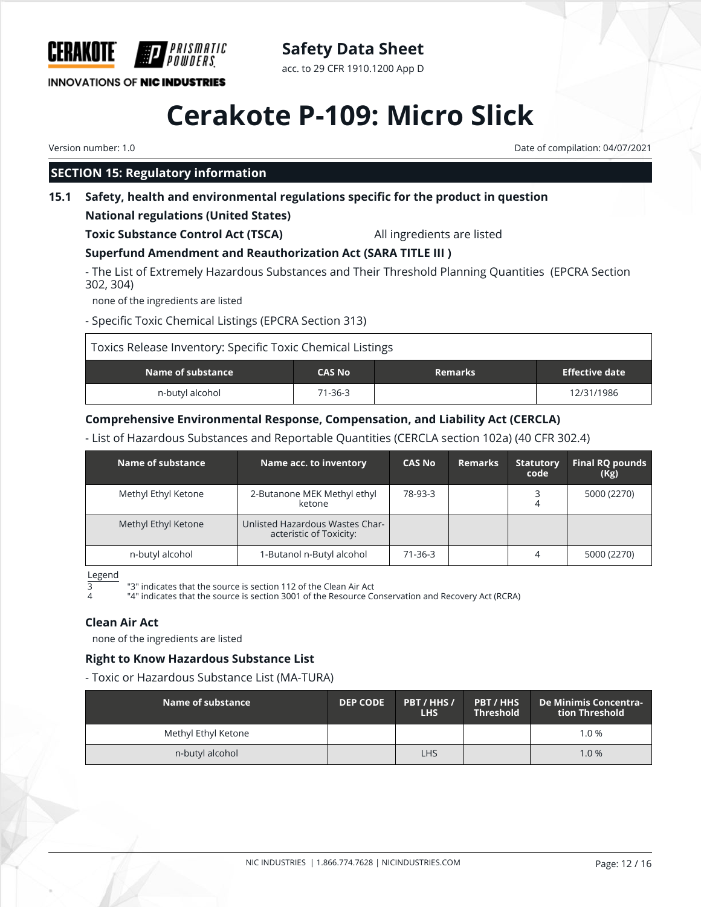## SECTION 15: Regulatory information

### 15.1 Safety, health and environmental regulations specific for the product in question

**National regulations (United States)**

**Toxic Substance Control Act (TSCA)** All ingredients are listed

**Superfund Amendment and Reauthorization Act (SARA TITLE III )**

- The List of Extremely Hazardous Substances and Their Threshold Planning Quantities (EPCRA Section 302, 304)

none of the ingredients are listed

- Specific Toxic Chemical Listings (EPCRA Section 313)

Toxics Release Inventory: Specific Toxic Chemical Listings

| Name of substance | CAS No | Remarks | Effective date |
|---|---|---|---|
| n-butyl alcohol | 71-36-3 | | 12/31/1986 |

**Comprehensive Environmental Response, Compensation, and Liability Act (CERCLA)**

- List of Hazardous Substances and Reportable Quantities (CERCLA section 102a) (40 CFR 302.4)

| Name of substance | Name acc. to inventory | CAS No | Remarks | Statutory code | Final RQ pounds (Kg) |
|---|---|---|---|---|---|
| Methyl Ethyl Ketone | 2-Butanone MEK Methyl ethyl ketone | 78-93-3 | | 3 4 | 5000 (2270) |
| Methyl Ethyl Ketone | Unlisted Hazardous Wastes Characteristic of Toxicity: | | | | |
| n-butyl alcohol | 1-Butanol n-Butyl alcohol | 71-36-3 | | 4 | 5000 (2270) |

Legend

3 "3" indicates that the source is section 112 of the Clean Air Act

4 "4" indicates that the source is section 3001 of the Resource Conservation and Recovery Act (RCRA)

**Clean Air Act**

none of the ingredients are listed

**Right to Know Hazardous Substance List**

- Toxic or Hazardous Substance List (MA-TURA)

| Name of substance | DEP CODE | PBT / HHS / LHS | PBT / HHS Threshold | De Minimis Concentration Threshold |
|---|---|---|---|---|
| Methyl Ethyl Ketone | | | | 1.0 % |
| n-butyl alcohol | | LHS | | 1.0 % |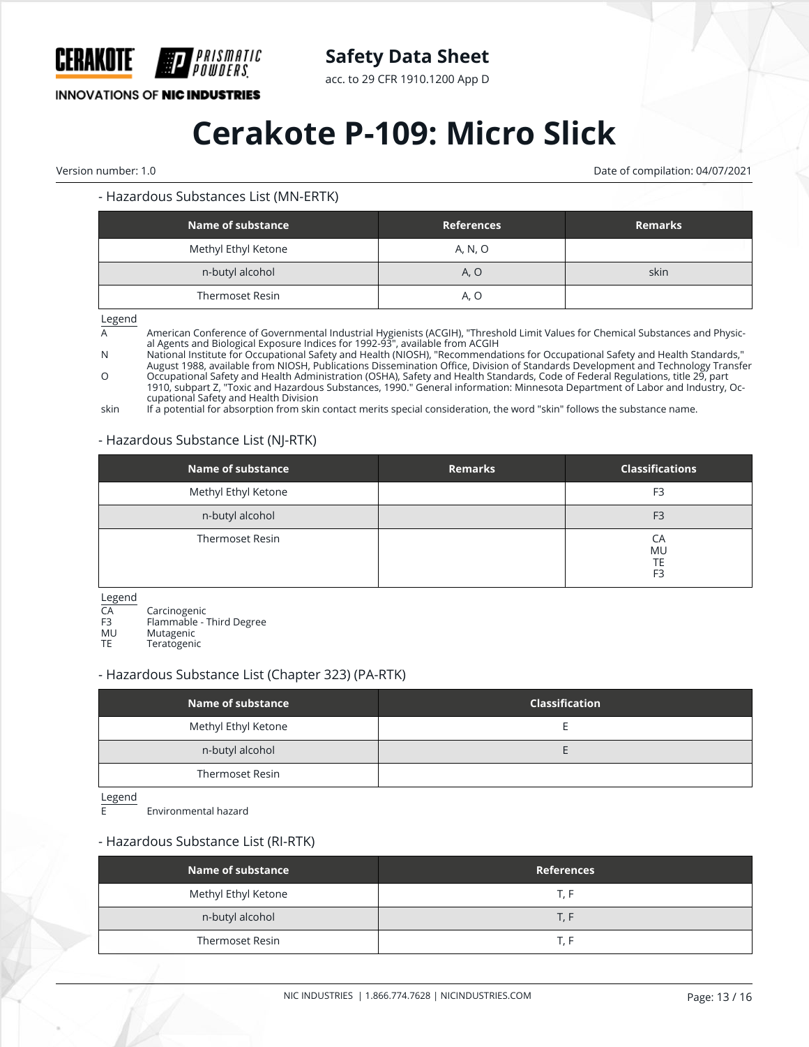- Hazardous Substances List (MN-ERTK)

| Name of substance | References | Remarks |
|---|---|---|
| Methyl Ethyl Ketone | A, N, O | |
| n-butyl alcohol | A, O | skin |
| Thermoset Resin | A, O | |

Legend

| | |
|---|---|
| A | American Conference of Governmental Industrial Hygienists (ACGIH), "Threshold Limit Values for Chemical Substances and Physical Agents and Biological Exposure Indices for 1992-93", available from ACGIH |
| N | National Institute for Occupational Safety and Health (NIOSH), "Recommendations for Occupational Safety and Health Standards," August 1988, available from NIOSH, Publications Dissemination Office, Division of Standards Development and Technology Transfer |
| O | Occupational Safety and Health Administration (OSHA), Safety and Health Standards, Code of Federal Regulations, title 29, part 1910, subpart Z, "Toxic and Hazardous Substances, 1990." General information: Minnesota Department of Labor and Industry, Occupational Safety and Health Division |
| skin | If a potential for absorption from skin contact merits special consideration, the word "skin" follows the substance name. |

- Hazardous Substance List (NJ-RTK)

| Name of substance | Remarks | Classifications |
|---|---|---|
| Methyl Ethyl Ketone | | F3 |
| n-butyl alcohol | | F3 |
| Thermoset Resin | | CA<br>MU<br>TE<br>F3 |

Legend

| | |
|---|---|
| CA | Carcinogenic |
| F3 | Flammable - Third Degree |
| MU | Mutagenic |
| TE | Teratogenic |

- Hazardous Substance List (Chapter 323) (PA-RTK)

| Name of substance | Classification |
|---|---|
| Methyl Ethyl Ketone | E |
| n-butyl alcohol | E |
| Thermoset Resin | |

Legend

| | |
|---|---|
| E | Environmental hazard |

- Hazardous Substance List (RI-RTK)

| Name of substance | References |
|---|---|
| Methyl Ethyl Ketone | T, F |
| n-butyl alcohol | T, F |
| Thermoset Resin | T, F |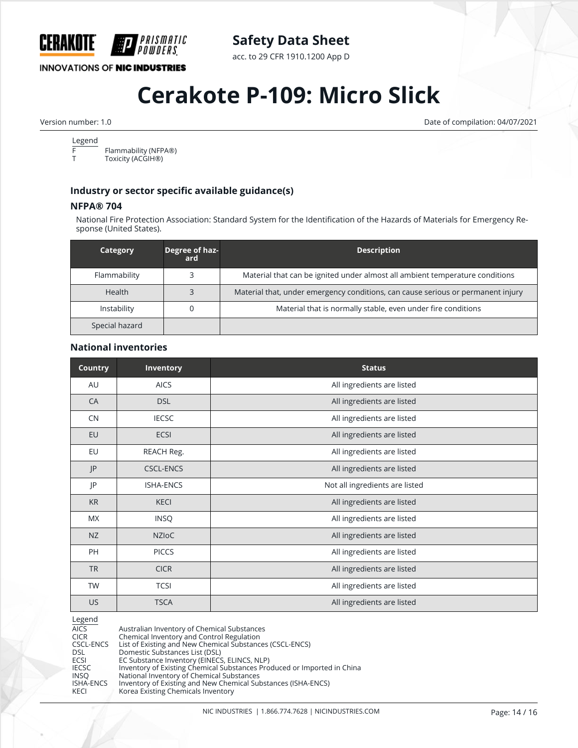Legend

| | |
|---|---|
| F | Flammability (NFPA®) |
| T | Toxicity (ACGIH®) |

### Industry or sector specific available guidance(s)

#### NFPA® 704

National Fire Protection Association: Standard System for the Identification of the Hazards of Materials for Emergency Response (United States).

| Category | Degree of hazard | Description |
|---|---|---|
| Flammability | 3 | Material that can be ignited under almost all ambient temperature conditions |
| Health | 3 | Material that, under emergency conditions, can cause serious or permanent injury |
| Instability | 0 | Material that is normally stable, even under fire conditions |
| Special hazard | | |

### National inventories

| Country | Inventory | Status |
|---|---|---|
| AU | AICS | All ingredients are listed |
| CA | DSL | All ingredients are listed |
| CN | IECSC | All ingredients are listed |
| EU | ECSI | All ingredients are listed |
| EU | REACH Reg. | All ingredients are listed |
| JP | CSCL-ENCS | All ingredients are listed |
| JP | ISHA-ENCS | Not all ingredients are listed |
| KR | KECI | All ingredients are listed |
| MX | INSQ | All ingredients are listed |
| NZ | NZIoC | All ingredients are listed |
| PH | PICCS | All ingredients are listed |
| TR | CICR | All ingredients are listed |
| TW | TCSI | All ingredients are listed |
| US | TSCA | All ingredients are listed |

Legend

| | |
|---|---|
| AICS | Australian Inventory of Chemical Substances |
| CICR | Chemical Inventory and Control Regulation |
| CSCL-ENCS | List of Existing and New Chemical Substances (CSCL-ENCS) |
| DSL | Domestic Substances List (DSL) |
| ECSI | EC Substance Inventory (EINECS, ELINCS, NLP) |
| IECSC | Inventory of Existing Chemical Substances Produced or Imported in China |
| INSQ | National Inventory of Chemical Substances |
| ISHA-ENCS | Inventory of Existing and New Chemical Substances (ISHA-ENCS) |
| KECI | Korea Existing Chemicals Inventory |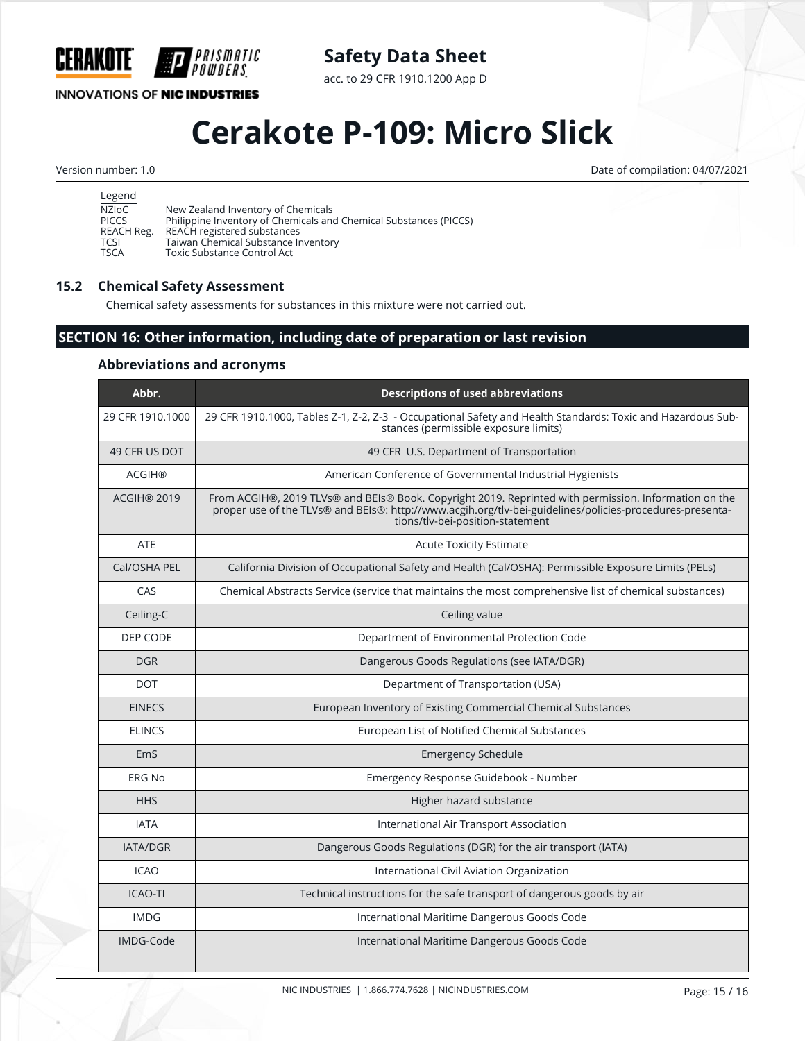| Legend | |
|---|---|
| NZIoC | New Zealand Inventory of Chemicals |
| PICCS | Philippine Inventory of Chemicals and Chemical Substances (PICCS) |
| REACH Reg. | REACH registered substances |
| TCSI | Taiwan Chemical Substance Inventory |
| TSCA | Toxic Substance Control Act |

### 15.2 Chemical Safety Assessment

Chemical safety assessments for substances in this mixture were not carried out.

## SECTION 16: Other information, including date of preparation or last revision

### Abbreviations and acronyms

| Abbr. | Descriptions of used abbreviations |
|---|---|
| 29 CFR 1910.1000 | 29 CFR 1910.1000, Tables Z-1, Z-2, Z-3 - Occupational Safety and Health Standards: Toxic and Hazardous Substances (permissible exposure limits) |
| 49 CFR US DOT | 49 CFR U.S. Department of Transportation |
| ACGIH® | American Conference of Governmental Industrial Hygienists |
| ACGIH® 2019 | From ACGIH®, 2019 TLVs® and BEIs® Book. Copyright 2019. Reprinted with permission. Information on the proper use of the TLVs® and BEIs®: http://www.acgih.org/tlv-bei-guidelines/policies-procedures-presentations/tlv-bei-position-statement |
| ATE | Acute Toxicity Estimate |
| Cal/OSHA PEL | California Division of Occupational Safety and Health (Cal/OSHA): Permissible Exposure Limits (PELs) |
| CAS | Chemical Abstracts Service (service that maintains the most comprehensive list of chemical substances) |
| Ceiling-C | Ceiling value |
| DEP CODE | Department of Environmental Protection Code |
| DGR | Dangerous Goods Regulations (see IATA/DGR) |
| DOT | Department of Transportation (USA) |
| EINECS | European Inventory of Existing Commercial Chemical Substances |
| ELINCS | European List of Notified Chemical Substances |
| EmS | Emergency Schedule |
| ERG No | Emergency Response Guidebook - Number |
| HHS | Higher hazard substance |
| IATA | International Air Transport Association |
| IATA/DGR | Dangerous Goods Regulations (DGR) for the air transport (IATA) |
| ICAO | International Civil Aviation Organization |
| ICAO-TI | Technical instructions for the safe transport of dangerous goods by air |
| IMDG | International Maritime Dangerous Goods Code |
| IMDG-Code | International Maritime Dangerous Goods Code |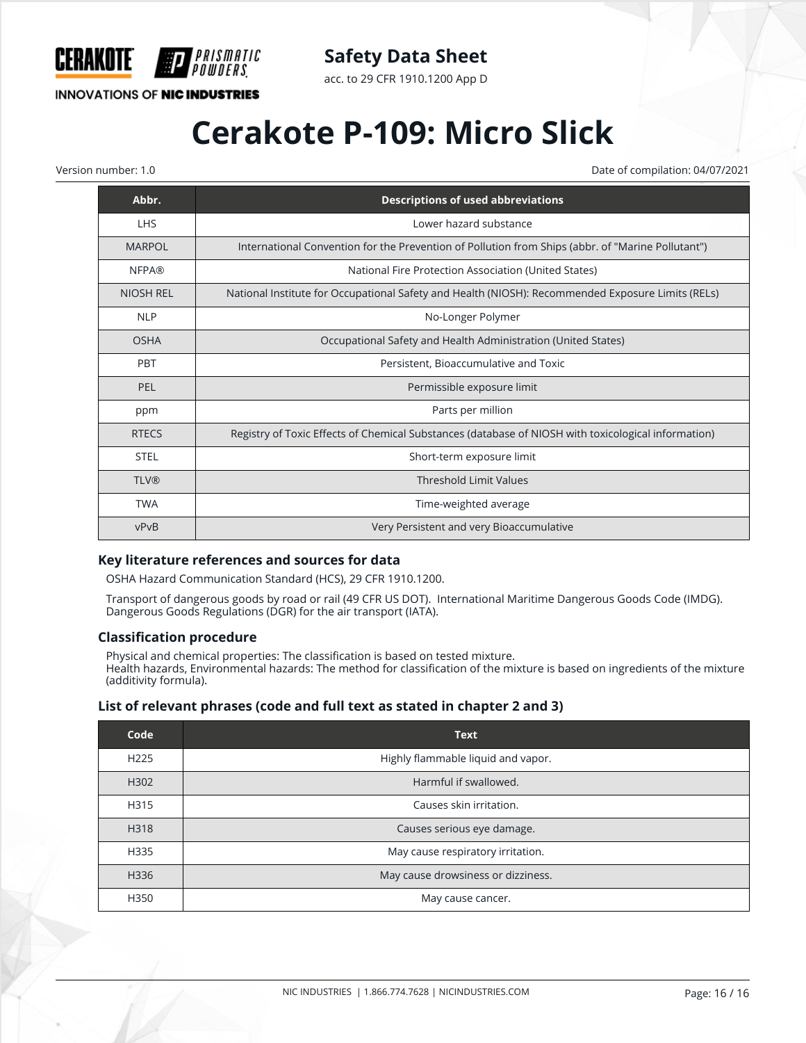| Abbr. | Descriptions of used abbreviations |
| --- | --- |
| LHS | Lower hazard substance |
| MARPOL | International Convention for the Prevention of Pollution from Ships (abbr. of "Marine Pollutant") |
| NFPA® | National Fire Protection Association (United States) |
| NIOSH REL | National Institute for Occupational Safety and Health (NIOSH): Recommended Exposure Limits (RELs) |
| NLP | No-Longer Polymer |
| OSHA | Occupational Safety and Health Administration (United States) |
| PBT | Persistent, Bioaccumulative and Toxic |
| PEL | Permissible exposure limit |
| ppm | Parts per million |
| RTECS | Registry of Toxic Effects of Chemical Substances (database of NIOSH with toxicological information) |
| STEL | Short-term exposure limit |
| TLV® | Threshold Limit Values |
| TWA | Time-weighted average |
| vPvB | Very Persistent and very Bioaccumulative |

### Key literature references and sources for data

OSHA Hazard Communication Standard (HCS), 29 CFR 1910.1200.

Transport of dangerous goods by road or rail (49 CFR US DOT). International Maritime Dangerous Goods Code (IMDG). Dangerous Goods Regulations (DGR) for the air transport (IATA).

### Classification procedure

Physical and chemical properties: The classification is based on tested mixture.
Health hazards, Environmental hazards: The method for classification of the mixture is based on ingredients of the mixture (additivity formula).

### List of relevant phrases (code and full text as stated in chapter 2 and 3)

| Code | Text |
| --- | --- |
| H225 | Highly flammable liquid and vapor. |
| H302 | Harmful if swallowed. |
| H315 | Causes skin irritation. |
| H318 | Causes serious eye damage. |
| H335 | May cause respiratory irritation. |
| H336 | May cause drowsiness or dizziness. |
| H350 | May cause cancer. |